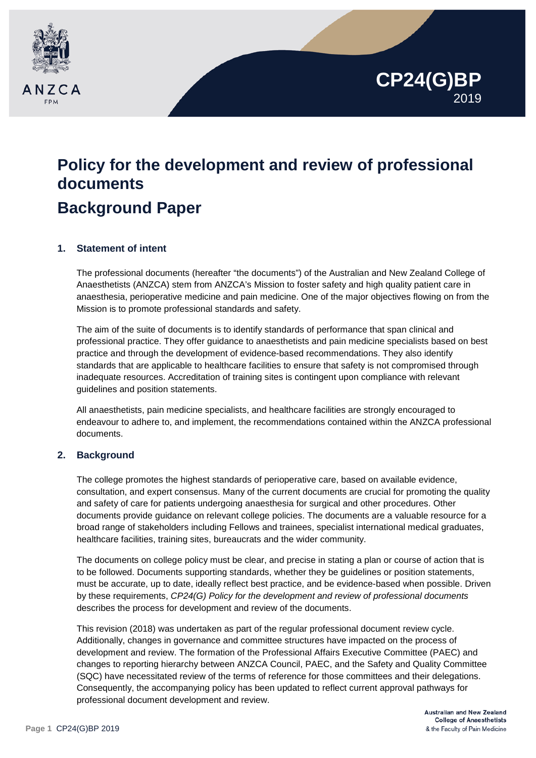CP24(G)BP
2019

# Policy for the development and review of professional documents

# Background Paper

## 1. Statement of intent

The professional documents (hereafter "the documents") of the Australian and New Zealand College of Anaesthetists (ANZCA) stem from ANZCA's Mission to foster safety and high quality patient care in anaesthesia, perioperative medicine and pain medicine. One of the major objectives flowing on from the Mission is to promote professional standards and safety.

The aim of the suite of documents is to identify standards of performance that span clinical and professional practice. They offer guidance to anaesthetists and pain medicine specialists based on best practice and through the development of evidence-based recommendations. They also identify standards that are applicable to healthcare facilities to ensure that safety is not compromised through inadequate resources. Accreditation of training sites is contingent upon compliance with relevant guidelines and position statements.

All anaesthetists, pain medicine specialists, and healthcare facilities are strongly encouraged to endeavour to adhere to, and implement, the recommendations contained within the ANZCA professional documents.

## 2. Background

The college promotes the highest standards of perioperative care, based on available evidence, consultation, and expert consensus. Many of the current documents are crucial for promoting the quality and safety of care for patients undergoing anaesthesia for surgical and other procedures. Other documents provide guidance on relevant college policies. The documents are a valuable resource for a broad range of stakeholders including Fellows and trainees, specialist international medical graduates, healthcare facilities, training sites, bureaucrats and the wider community.

The documents on college policy must be clear, and precise in stating a plan or course of action that is to be followed. Documents supporting standards, whether they be guidelines or position statements, must be accurate, up to date, ideally reflect best practice, and be evidence-based when possible. Driven by these requirements, *CP24(G) Policy for the development and review of professional documents* describes the process for development and review of the documents.

This revision (2018) was undertaken as part of the regular professional document review cycle. Additionally, changes in governance and committee structures have impacted on the process of development and review. The formation of the Professional Affairs Executive Committee (PAEC) and changes to reporting hierarchy between ANZCA Council, PAEC, and the Safety and Quality Committee (SQC) have necessitated review of the terms of reference for those committees and their delegations. Consequently, the accompanying policy has been updated to reflect current approval pathways for professional document development and review.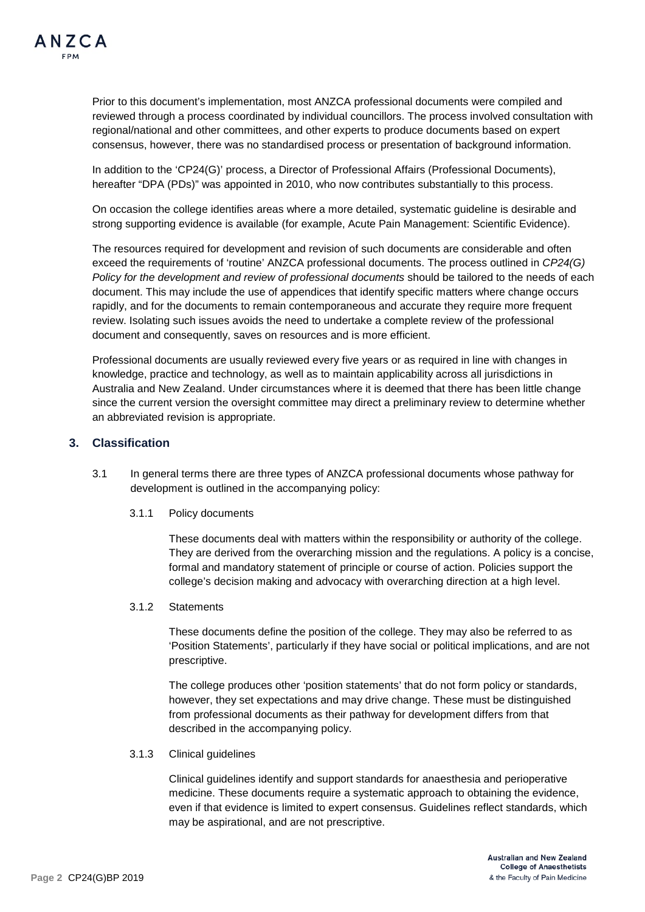Prior to this document's implementation, most ANZCA professional documents were compiled and reviewed through a process coordinated by individual councillors. The process involved consultation with regional/national and other committees, and other experts to produce documents based on expert consensus, however, there was no standardised process or presentation of background information.

In addition to the 'CP24(G)' process, a Director of Professional Affairs (Professional Documents), hereafter "DPA (PDs)" was appointed in 2010, who now contributes substantially to this process.

On occasion the college identifies areas where a more detailed, systematic guideline is desirable and strong supporting evidence is available (for example, Acute Pain Management: Scientific Evidence).

The resources required for development and revision of such documents are considerable and often exceed the requirements of 'routine' ANZCA professional documents. The process outlined in *CP24(G) Policy for the development and review of professional documents* should be tailored to the needs of each document. This may include the use of appendices that identify specific matters where change occurs rapidly, and for the documents to remain contemporaneous and accurate they require more frequent review. Isolating such issues avoids the need to undertake a complete review of the professional document and consequently, saves on resources and is more efficient.

Professional documents are usually reviewed every five years or as required in line with changes in knowledge, practice and technology, as well as to maintain applicability across all jurisdictions in Australia and New Zealand. Under circumstances where it is deemed that there has been little change since the current version the oversight committee may direct a preliminary review to determine whether an abbreviated revision is appropriate.

## 3. Classification

3.1 In general terms there are three types of ANZCA professional documents whose pathway for development is outlined in the accompanying policy:

3.1.1 Policy documents

These documents deal with matters within the responsibility or authority of the college. They are derived from the overarching mission and the regulations. A policy is a concise, formal and mandatory statement of principle or course of action. Policies support the college's decision making and advocacy with overarching direction at a high level.

3.1.2 Statements

These documents define the position of the college. They may also be referred to as 'Position Statements', particularly if they have social or political implications, and are not prescriptive.

The college produces other 'position statements' that do not form policy or standards, however, they set expectations and may drive change. These must be distinguished from professional documents as their pathway for development differs from that described in the accompanying policy.

3.1.3 Clinical guidelines

Clinical guidelines identify and support standards for anaesthesia and perioperative medicine. These documents require a systematic approach to obtaining the evidence, even if that evidence is limited to expert consensus. Guidelines reflect standards, which may be aspirational, and are not prescriptive.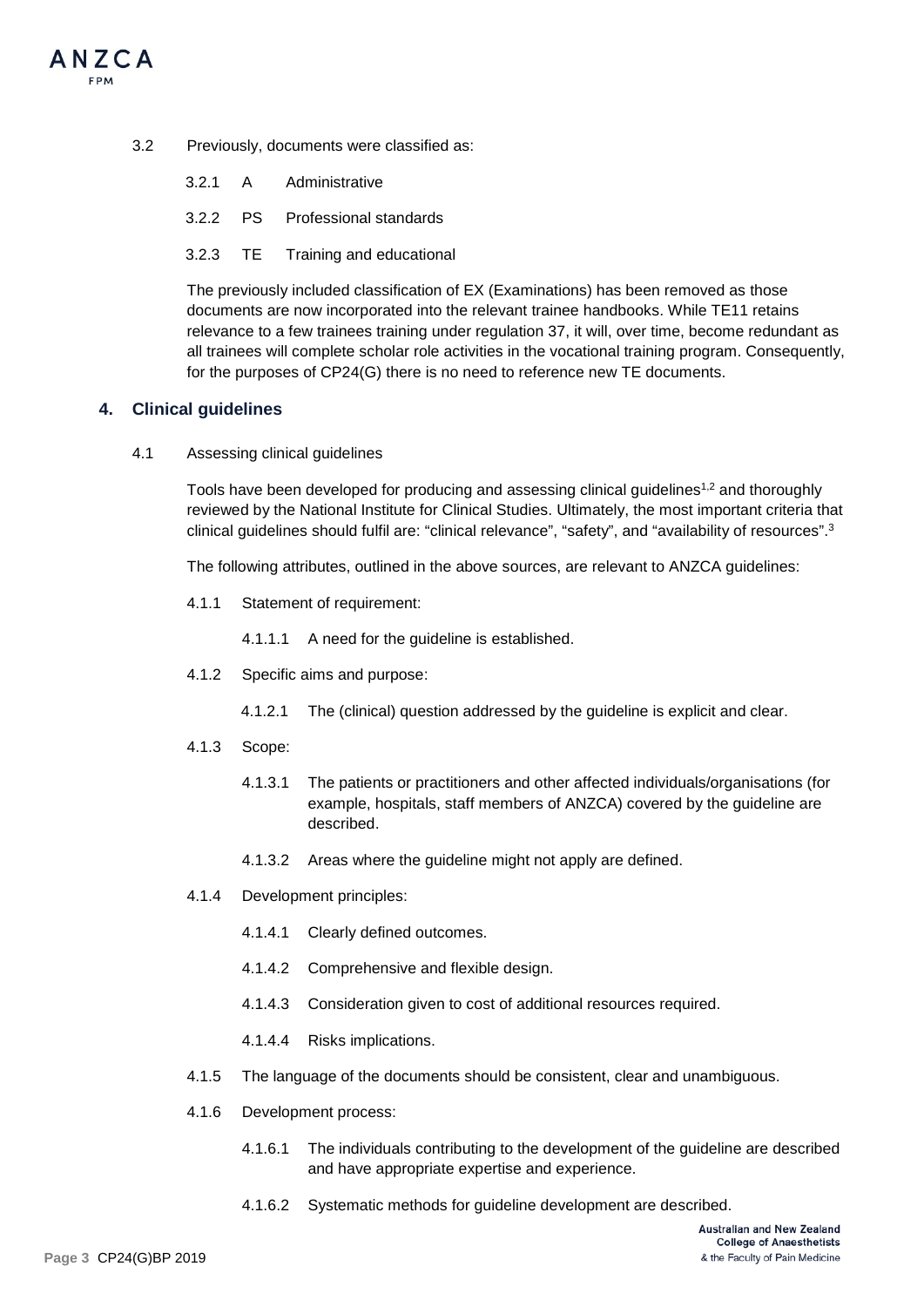3.2 Previously, documents were classified as:

- 3.2.1 A Administrative
- 3.2.2 PS Professional standards
- 3.2.3 TE Training and educational

The previously included classification of EX (Examinations) has been removed as those documents are now incorporated into the relevant trainee handbooks. While TE11 retains relevance to a few trainees training under regulation 37, it will, over time, become redundant as all trainees will complete scholar role activities in the vocational training program. Consequently, for the purposes of CP24(G) there is no need to reference new TE documents.

## 4. Clinical guidelines

4.1 Assessing clinical guidelines

Tools have been developed for producing and assessing clinical guidelines[1,2] and thoroughly reviewed by the National Institute for Clinical Studies. Ultimately, the most important criteria that clinical guidelines should fulfil are: "clinical relevance", "safety", and "availability of resources".[3]

The following attributes, outlined in the above sources, are relevant to ANZCA guidelines:

- 4.1.1 Statement of requirement:
  - 4.1.1.1 A need for the guideline is established.
- 4.1.2 Specific aims and purpose:
  - 4.1.2.1 The (clinical) question addressed by the guideline is explicit and clear.
- 4.1.3 Scope:
  - 4.1.3.1 The patients or practitioners and other affected individuals/organisations (for example, hospitals, staff members of ANZCA) covered by the guideline are described.
  - 4.1.3.2 Areas where the guideline might not apply are defined.
- 4.1.4 Development principles:
  - 4.1.4.1 Clearly defined outcomes.
  - 4.1.4.2 Comprehensive and flexible design.
  - 4.1.4.3 Consideration given to cost of additional resources required.
  - 4.1.4.4 Risks implications.
- 4.1.5 The language of the documents should be consistent, clear and unambiguous.
- 4.1.6 Development process:
  - 4.1.6.1 The individuals contributing to the development of the guideline are described and have appropriate expertise and experience.
  - 4.1.6.2 Systematic methods for guideline development are described.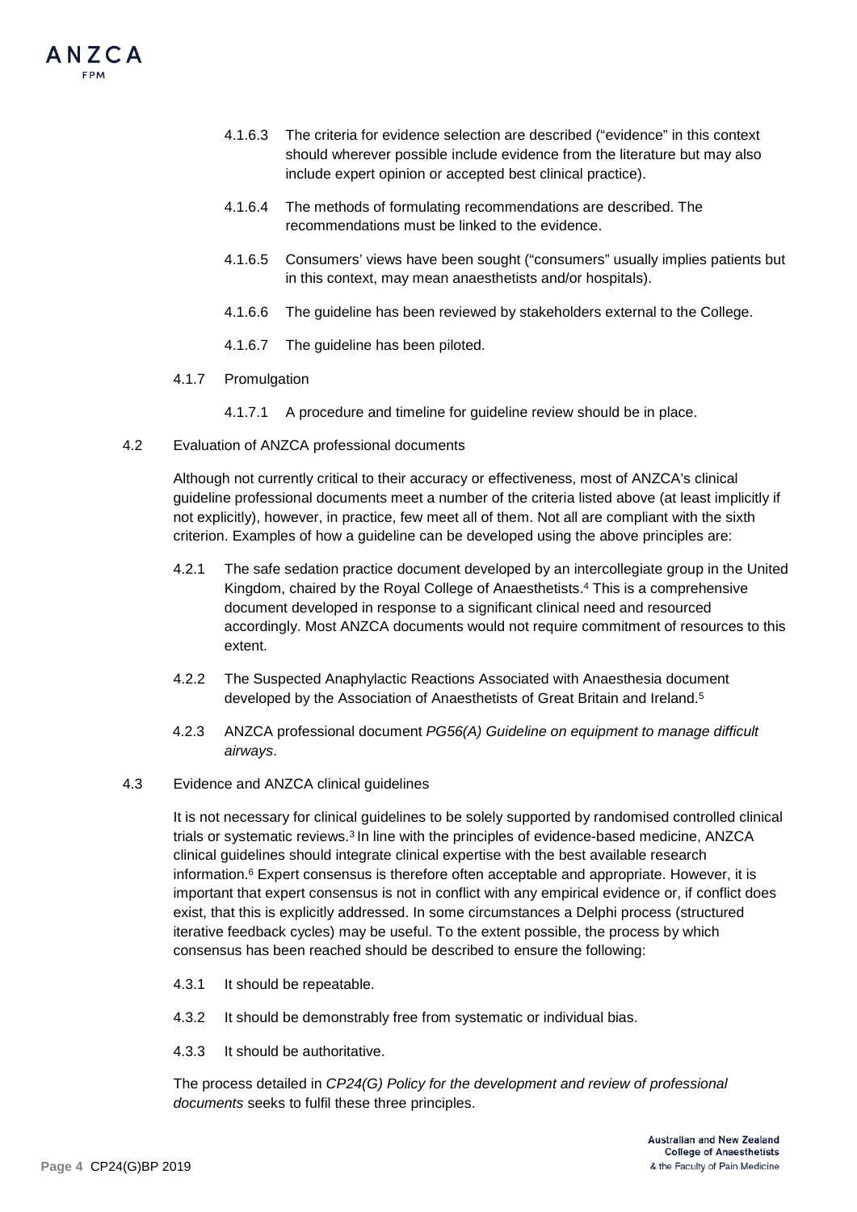4.1.6.3 The criteria for evidence selection are described ("evidence" in this context should wherever possible include evidence from the literature but may also include expert opinion or accepted best clinical practice).

4.1.6.4 The methods of formulating recommendations are described. The recommendations must be linked to the evidence.

4.1.6.5 Consumers' views have been sought ("consumers" usually implies patients but in this context, may mean anaesthetists and/or hospitals).

4.1.6.6 The guideline has been reviewed by stakeholders external to the College.

4.1.6.7 The guideline has been piloted.

4.1.7 Promulgation

4.1.7.1 A procedure and timeline for guideline review should be in place.

4.2 Evaluation of ANZCA professional documents

Although not currently critical to their accuracy or effectiveness, most of ANZCA's clinical guideline professional documents meet a number of the criteria listed above (at least implicitly if not explicitly), however, in practice, few meet all of them. Not all are compliant with the sixth criterion. Examples of how a guideline can be developed using the above principles are:

4.2.1 The safe sedation practice document developed by an intercollegiate group in the United Kingdom, chaired by the Royal College of Anaesthetists.[4] This is a comprehensive document developed in response to a significant clinical need and resourced accordingly. Most ANZCA documents would not require commitment of resources to this extent.

4.2.2 The Suspected Anaphylactic Reactions Associated with Anaesthesia document developed by the Association of Anaesthetists of Great Britain and Ireland.[5]

4.2.3 ANZCA professional document *PG56(A) Guideline on equipment to manage difficult airways*.

4.3 Evidence and ANZCA clinical guidelines

It is not necessary for clinical guidelines to be solely supported by randomised controlled clinical trials or systematic reviews.[3] In line with the principles of evidence-based medicine, ANZCA clinical guidelines should integrate clinical expertise with the best available research information.[6] Expert consensus is therefore often acceptable and appropriate. However, it is important that expert consensus is not in conflict with any empirical evidence or, if conflict does exist, that this is explicitly addressed. In some circumstances a Delphi process (structured iterative feedback cycles) may be useful. To the extent possible, the process by which consensus has been reached should be described to ensure the following:

4.3.1 It should be repeatable.

4.3.2 It should be demonstrably free from systematic or individual bias.

4.3.3 It should be authoritative.

The process detailed in *CP24(G) Policy for the development and review of professional documents* seeks to fulfil these three principles.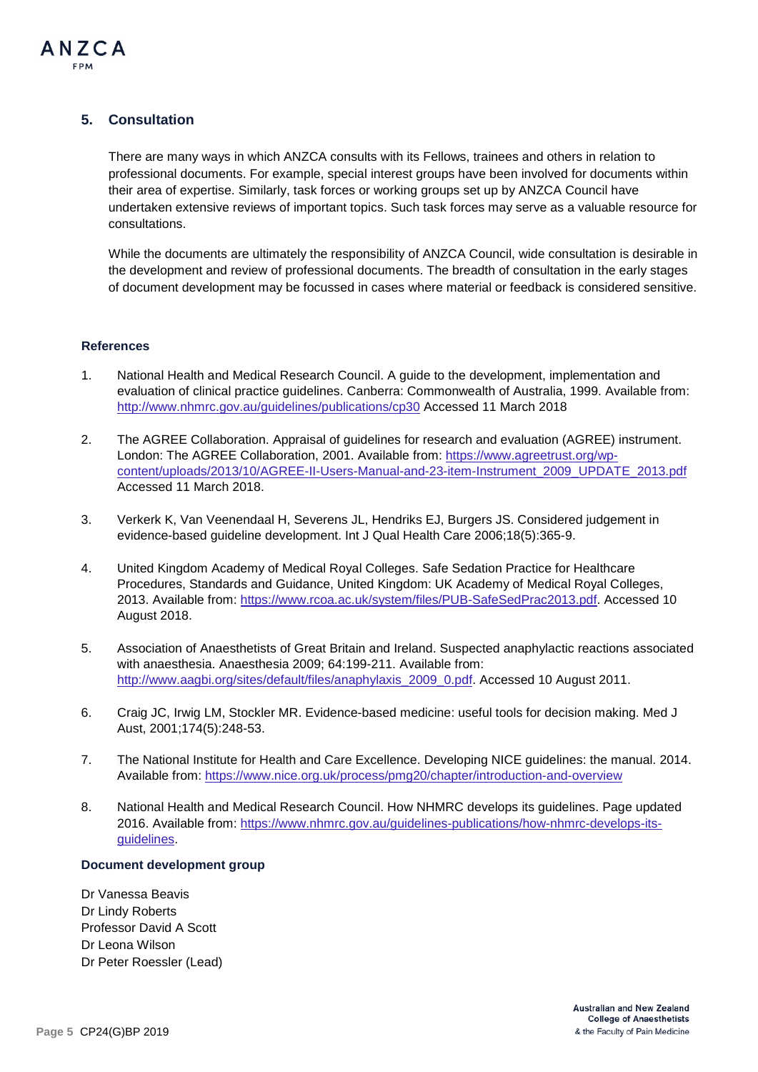## 5. Consultation

There are many ways in which ANZCA consults with its Fellows, trainees and others in relation to professional documents. For example, special interest groups have been involved for documents within their area of expertise. Similarly, task forces or working groups set up by ANZCA Council have undertaken extensive reviews of important topics. Such task forces may serve as a valuable resource for consultations.

While the documents are ultimately the responsibility of ANZCA Council, wide consultation is desirable in the development and review of professional documents. The breadth of consultation in the early stages of document development may be focussed in cases where material or feedback is considered sensitive.

### References

1. National Health and Medical Research Council. A guide to the development, implementation and evaluation of clinical practice guidelines. Canberra: Commonwealth of Australia, 1999. Available from: http://www.nhmrc.gov.au/guidelines/publications/cp30 Accessed 11 March 2018
2. The AGREE Collaboration. Appraisal of guidelines for research and evaluation (AGREE) instrument. London: The AGREE Collaboration, 2001. Available from: https://www.agreetrust.org/wp-content/uploads/2013/10/AGREE-II-Users-Manual-and-23-item-Instrument_2009_UPDATE_2013.pdf Accessed 11 March 2018.
3. Verkerk K, Van Veenendaal H, Severens JL, Hendriks EJ, Burgers JS. Considered judgement in evidence-based guideline development. Int J Qual Health Care 2006;18(5):365-9.
4. United Kingdom Academy of Medical Royal Colleges. Safe Sedation Practice for Healthcare Procedures, Standards and Guidance, United Kingdom: UK Academy of Medical Royal Colleges, 2013. Available from: https://www.rcoa.ac.uk/system/files/PUB-SafeSedPrac2013.pdf. Accessed 10 August 2018.
5. Association of Anaesthetists of Great Britain and Ireland. Suspected anaphylactic reactions associated with anaesthesia. Anaesthesia 2009; 64:199-211. Available from: http://www.aagbi.org/sites/default/files/anaphylaxis_2009_0.pdf. Accessed 10 August 2011.
6. Craig JC, Irwig LM, Stockler MR. Evidence-based medicine: useful tools for decision making. Med J Aust, 2001;174(5):248-53.
7. The National Institute for Health and Care Excellence. Developing NICE guidelines: the manual. 2014. Available from: https://www.nice.org.uk/process/pmg20/chapter/introduction-and-overview
8. National Health and Medical Research Council. How NHMRC develops its guidelines. Page updated 2016. Available from: https://www.nhmrc.gov.au/guidelines-publications/how-nhmrc-develops-its-guidelines.

### Document development group

Dr Vanessa Beavis  
Dr Lindy Roberts  
Professor David A Scott  
Dr Leona Wilson  
Dr Peter Roessler (Lead)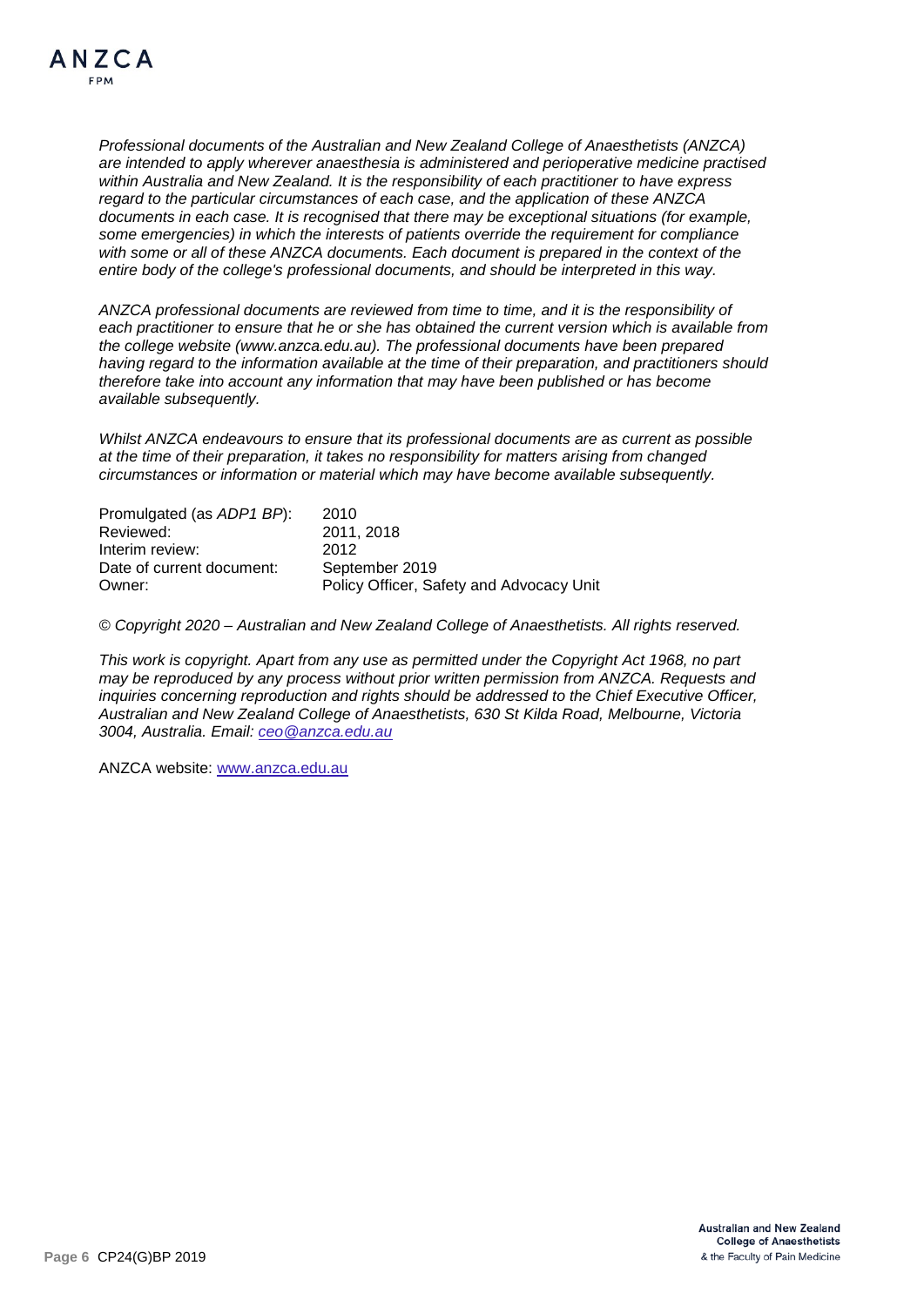*Professional documents of the Australian and New Zealand College of Anaesthetists (ANZCA) are intended to apply wherever anaesthesia is administered and perioperative medicine practised within Australia and New Zealand. It is the responsibility of each practitioner to have express regard to the particular circumstances of each case, and the application of these ANZCA documents in each case. It is recognised that there may be exceptional situations (for example, some emergencies) in which the interests of patients override the requirement for compliance with some or all of these ANZCA documents. Each document is prepared in the context of the entire body of the college's professional documents, and should be interpreted in this way.*

*ANZCA professional documents are reviewed from time to time, and it is the responsibility of each practitioner to ensure that he or she has obtained the current version which is available from the college website (www.anzca.edu.au). The professional documents have been prepared having regard to the information available at the time of their preparation, and practitioners should therefore take into account any information that may have been published or has become available subsequently.*

*Whilst ANZCA endeavours to ensure that its professional documents are as current as possible at the time of their preparation, it takes no responsibility for matters arising from changed circumstances or information or material which may have become available subsequently.*

| | |
|---|---|
| Promulgated (as *ADP1 BP*): | 2010 |
| Reviewed: | 2011, 2018 |
| Interim review: | 2012 |
| Date of current document: | September 2019 |
| Owner: | Policy Officer, Safety and Advocacy Unit |

*© Copyright 2020 – Australian and New Zealand College of Anaesthetists. All rights reserved.*

*This work is copyright. Apart from any use as permitted under the Copyright Act 1968, no part may be reproduced by any process without prior written permission from ANZCA. Requests and inquiries concerning reproduction and rights should be addressed to the Chief Executive Officer, Australian and New Zealand College of Anaesthetists, 630 St Kilda Road, Melbourne, Victoria 3004, Australia. Email: ceo@anzca.edu.au*

ANZCA website: www.anzca.edu.au